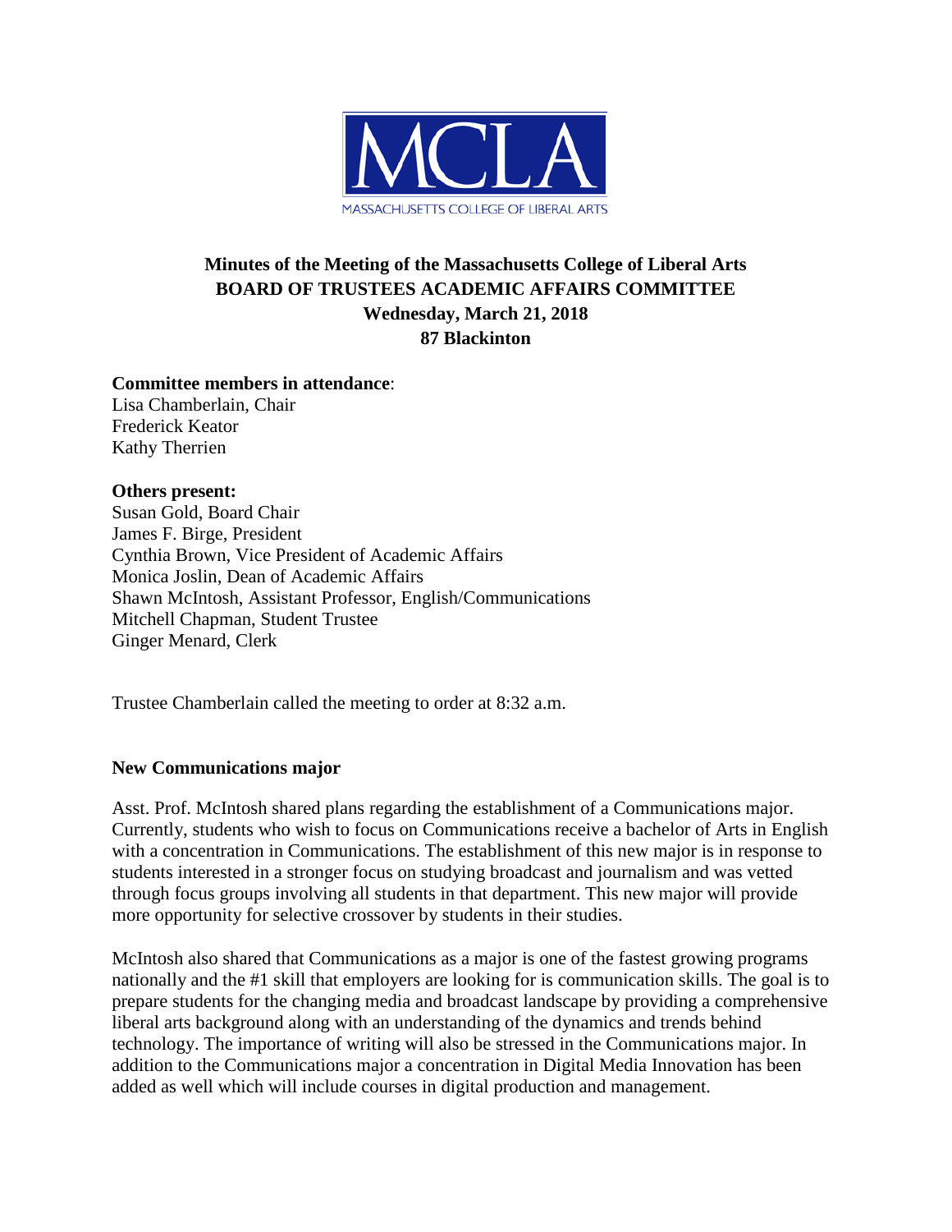MCLA
MASSACHUSETTS COLLEGE OF LIBERAL ARTS

# Minutes of the Meeting of the Massachusetts College of Liberal Arts BOARD OF TRUSTEES ACADEMIC AFFAIRS COMMITTEE

**Wednesday, March 21, 2018**

**87 Blackinton**

**Committee members in attendance**:
Lisa Chamberlain, Chair
Frederick Keator
Kathy Therrien

**Others present:**
Susan Gold, Board Chair
James F. Birge, President
Cynthia Brown, Vice President of Academic Affairs
Monica Joslin, Dean of Academic Affairs
Shawn McIntosh, Assistant Professor, English/Communications
Mitchell Chapman, Student Trustee
Ginger Menard, Clerk

Trustee Chamberlain called the meeting to order at 8:32 a.m.

**New Communications major**

Asst. Prof. McIntosh shared plans regarding the establishment of a Communications major. Currently, students who wish to focus on Communications receive a bachelor of Arts in English with a concentration in Communications. The establishment of this new major is in response to students interested in a stronger focus on studying broadcast and journalism and was vetted through focus groups involving all students in that department. This new major will provide more opportunity for selective crossover by students in their studies.

McIntosh also shared that Communications as a major is one of the fastest growing programs nationally and the #1 skill that employers are looking for is communication skills. The goal is to prepare students for the changing media and broadcast landscape by providing a comprehensive liberal arts background along with an understanding of the dynamics and trends behind technology. The importance of writing will also be stressed in the Communications major. In addition to the Communications major a concentration in Digital Media Innovation has been added as well which will include courses in digital production and management.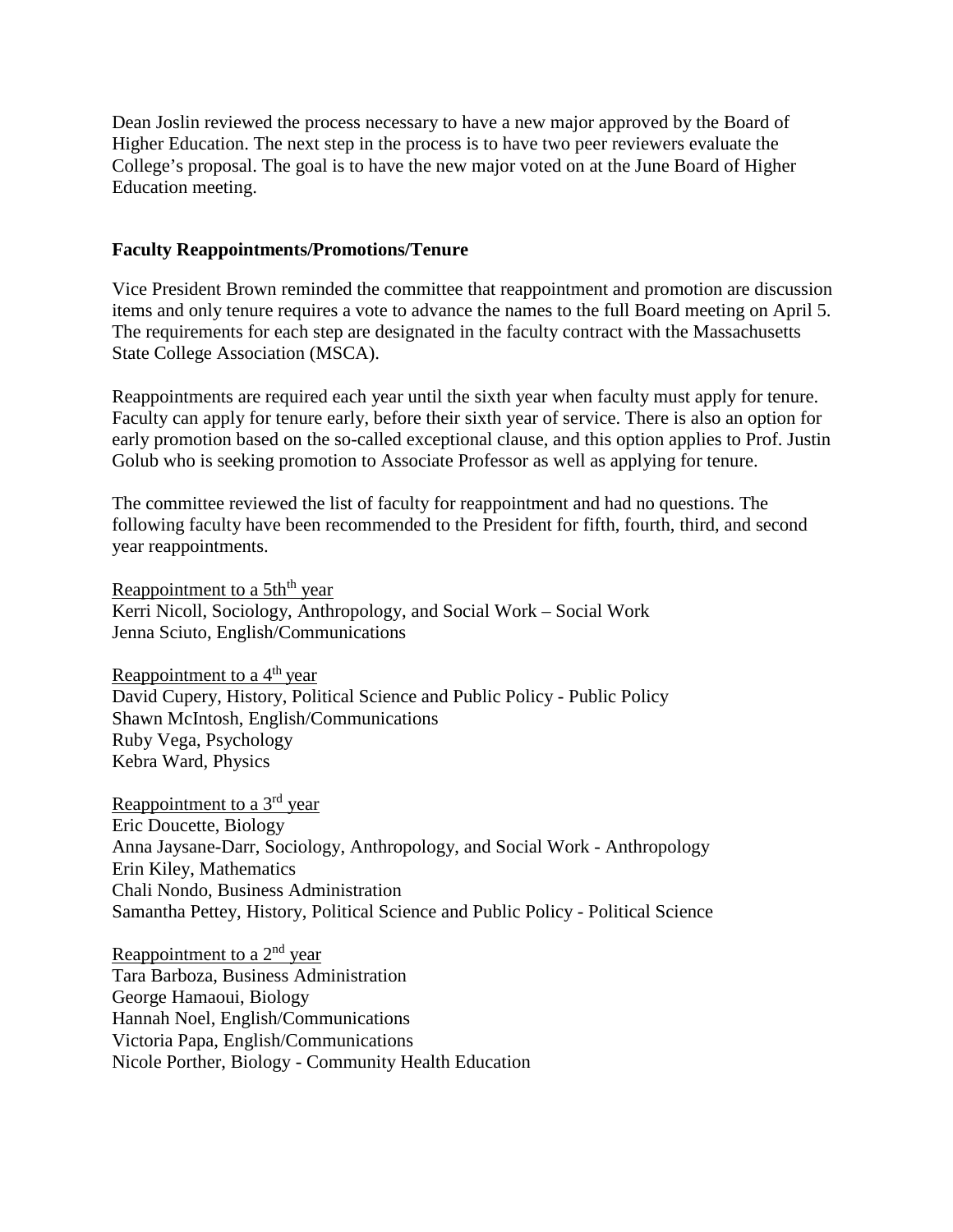Dean Joslin reviewed the process necessary to have a new major approved by the Board of Higher Education. The next step in the process is to have two peer reviewers evaluate the College's proposal. The goal is to have the new major voted on at the June Board of Higher Education meeting.

**Faculty Reappointments/Promotions/Tenure**

Vice President Brown reminded the committee that reappointment and promotion are discussion items and only tenure requires a vote to advance the names to the full Board meeting on April 5. The requirements for each step are designated in the faculty contract with the Massachusetts State College Association (MSCA).

Reappointments are required each year until the sixth year when faculty must apply for tenure. Faculty can apply for tenure early, before their sixth year of service. There is also an option for early promotion based on the so-called exceptional clause, and this option applies to Prof. Justin Golub who is seeking promotion to Associate Professor as well as applying for tenure.

The committee reviewed the list of faculty for reappointment and had no questions. The following faculty have been recommended to the President for fifth, fourth, third, and second year reappointments.

<u>Reappointment to a 5th<sup>th</sup> year</u>
Kerri Nicoll, Sociology, Anthropology, and Social Work – Social Work
Jenna Sciuto, English/Communications

<u>Reappointment to a 4th year</u>
David Cupery, History, Political Science and Public Policy - Public Policy
Shawn McIntosh, English/Communications
Ruby Vega, Psychology
Kebra Ward, Physics

<u>Reappointment to a 3rd year</u>
Eric Doucette, Biology
Anna Jaysane-Darr, Sociology, Anthropology, and Social Work - Anthropology
Erin Kiley, Mathematics
Chali Nondo, Business Administration
Samantha Pettey, History, Political Science and Public Policy - Political Science

<u>Reappointment to a 2nd year</u>
Tara Barboza, Business Administration
George Hamaoui, Biology
Hannah Noel, English/Communications
Victoria Papa, English/Communications
Nicole Porther, Biology - Community Health Education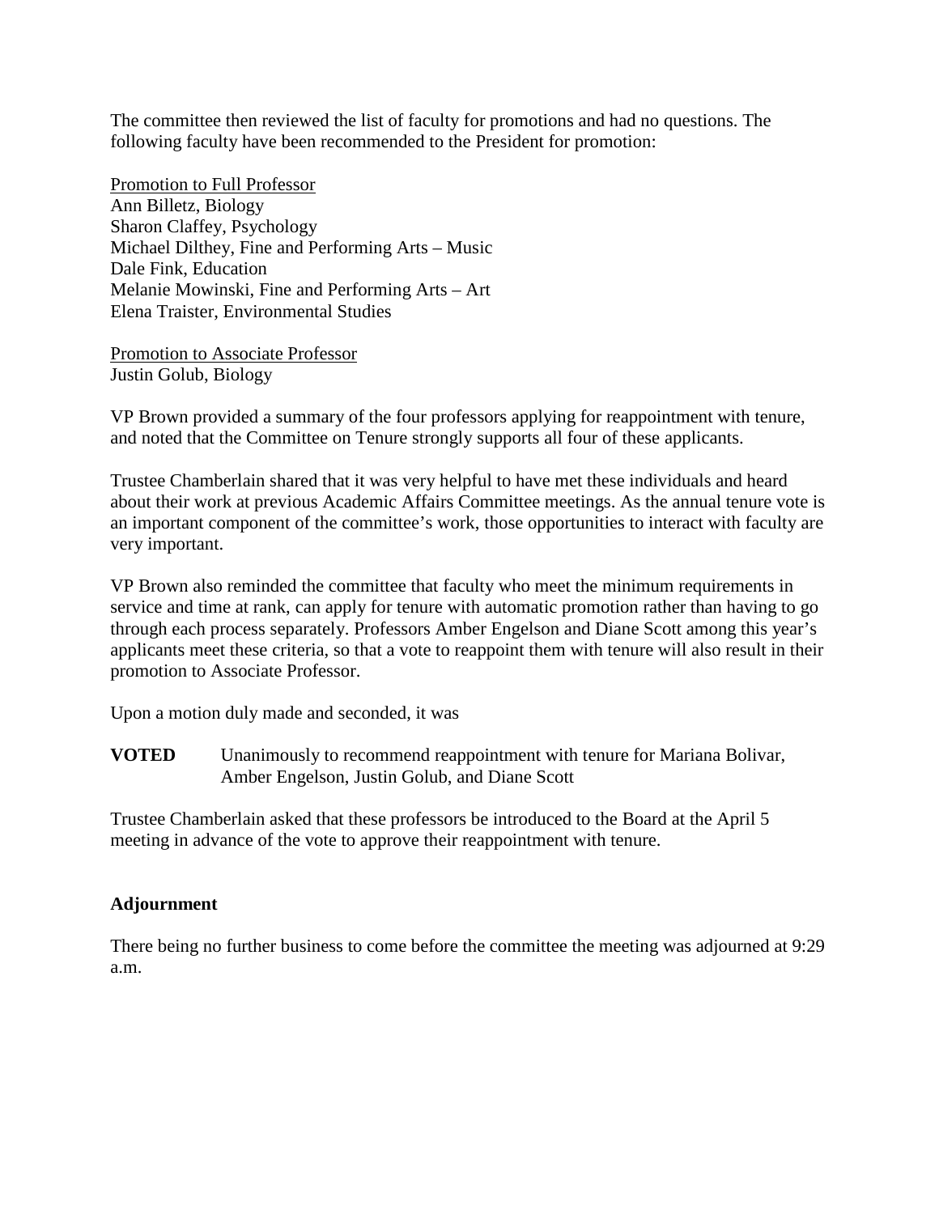The committee then reviewed the list of faculty for promotions and had no questions. The following faculty have been recommended to the President for promotion:

<u>Promotion to Full Professor</u>
Ann Billetz, Biology
Sharon Claffey, Psychology
Michael Dilthey, Fine and Performing Arts – Music
Dale Fink, Education
Melanie Mowinski, Fine and Performing Arts – Art
Elena Traister, Environmental Studies

<u>Promotion to Associate Professor</u>
Justin Golub, Biology

VP Brown provided a summary of the four professors applying for reappointment with tenure, and noted that the Committee on Tenure strongly supports all four of these applicants.

Trustee Chamberlain shared that it was very helpful to have met these individuals and heard about their work at previous Academic Affairs Committee meetings. As the annual tenure vote is an important component of the committee's work, those opportunities to interact with faculty are very important.

VP Brown also reminded the committee that faculty who meet the minimum requirements in service and time at rank, can apply for tenure with automatic promotion rather than having to go through each process separately. Professors Amber Engelson and Diane Scott among this year's applicants meet these criteria, so that a vote to reappoint them with tenure will also result in their promotion to Associate Professor.

Upon a motion duly made and seconded, it was

**VOTED** Unanimously to recommend reappointment with tenure for Mariana Bolivar, Amber Engelson, Justin Golub, and Diane Scott

Trustee Chamberlain asked that these professors be introduced to the Board at the April 5 meeting in advance of the vote to approve their reappointment with tenure.

### Adjournment

There being no further business to come before the committee the meeting was adjourned at 9:29 a.m.